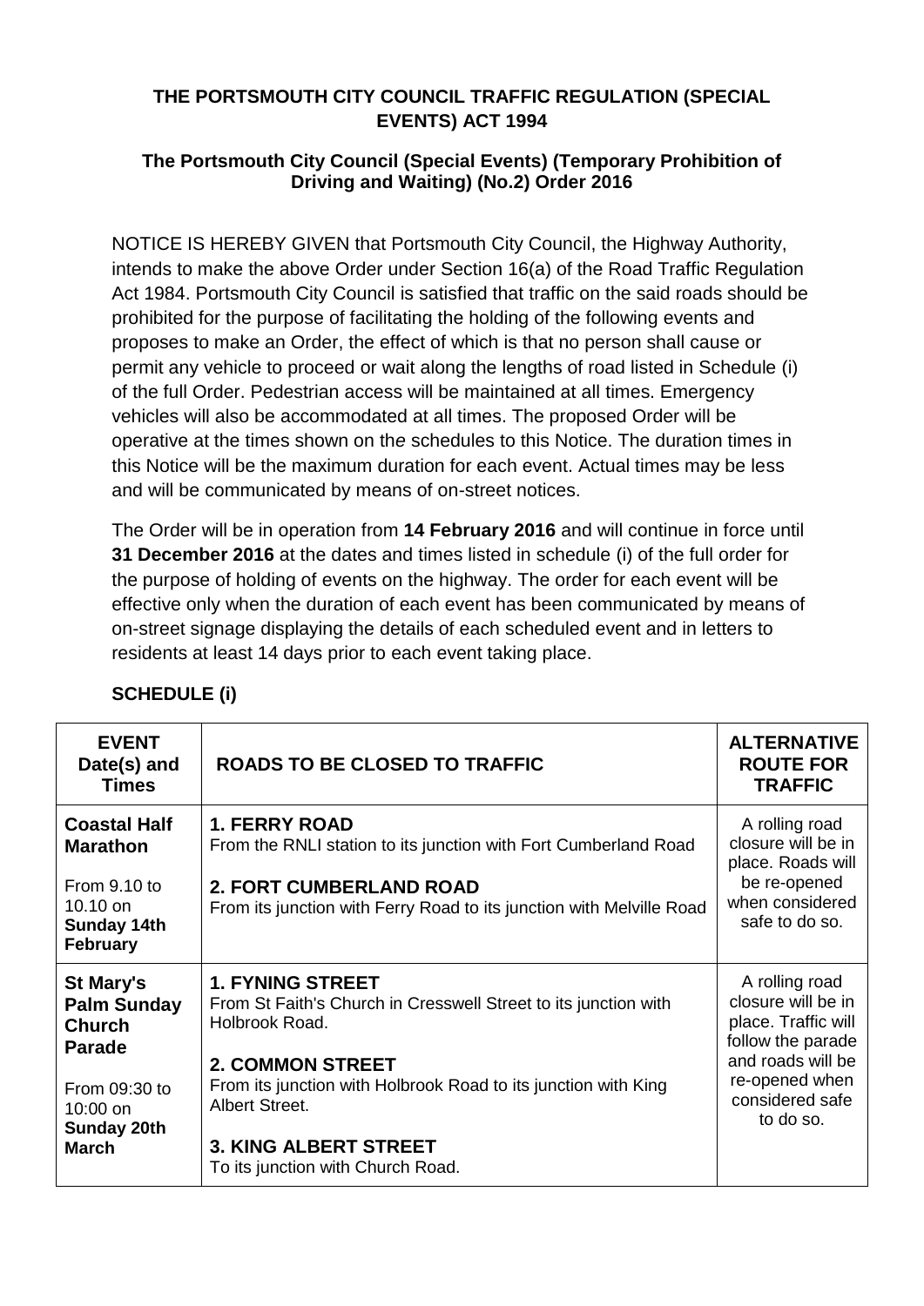# THE PORTSMOUTH CITY COUNCIL TRAFFIC REGULATION (SPECIAL EVENTS) ACT 1994

## The Portsmouth City Council (Special Events) (Temporary Prohibition of Driving and Waiting) (No.2) Order 2016

NOTICE IS HEREBY GIVEN that Portsmouth City Council, the Highway Authority, intends to make the above Order under Section 16(a) of the Road Traffic Regulation Act 1984. Portsmouth City Council is satisfied that traffic on the said roads should be prohibited for the purpose of facilitating the holding of the following events and proposes to make an Order, the effect of which is that no person shall cause or permit any vehicle to proceed or wait along the lengths of road listed in Schedule (i) of the full Order. Pedestrian access will be maintained at all times. Emergency vehicles will also be accommodated at all times. The proposed Order will be operative at the times shown on the schedules to this Notice. The duration times in this Notice will be the maximum duration for each event. Actual times may be less and will be communicated by means of on-street notices.

The Order will be in operation from **14 February 2016** and will continue in force until **31 December 2016** at the dates and times listed in schedule (i) of the full order for the purpose of holding of events on the highway. The order for each event will be effective only when the duration of each event has been communicated by means of on-street signage displaying the details of each scheduled event and in letters to residents at least 14 days prior to each event taking place.

**SCHEDULE (i)**

| EVENT Date(s) and Times | ROADS TO BE CLOSED TO TRAFFIC | ALTERNATIVE ROUTE FOR TRAFFIC |
|---|---|---|
| **Coastal Half Marathon**<br><br>From 9.10 to 10.10 on **Sunday 14th February** | **1. FERRY ROAD**<br>From the RNLI station to its junction with Fort Cumberland Road<br><br>**2. FORT CUMBERLAND ROAD**<br>From its junction with Ferry Road to its junction with Melville Road | A rolling road closure will be in place. Roads will be re-opened when considered safe to do so. |
| **St Mary's Palm Sunday Church Parade**<br><br>From 09:30 to 10:00 on **Sunday 20th March** | **1. FYNING STREET**<br>From St Faith's Church in Cresswell Street to its junction with Holbrook Road.<br><br>**2. COMMON STREET**<br>From its junction with Holbrook Road to its junction with King Albert Street.<br><br>**3. KING ALBERT STREET**<br>To its junction with Church Road. | A rolling road closure will be in place. Traffic will follow the parade and roads will be re-opened when considered safe to do so. |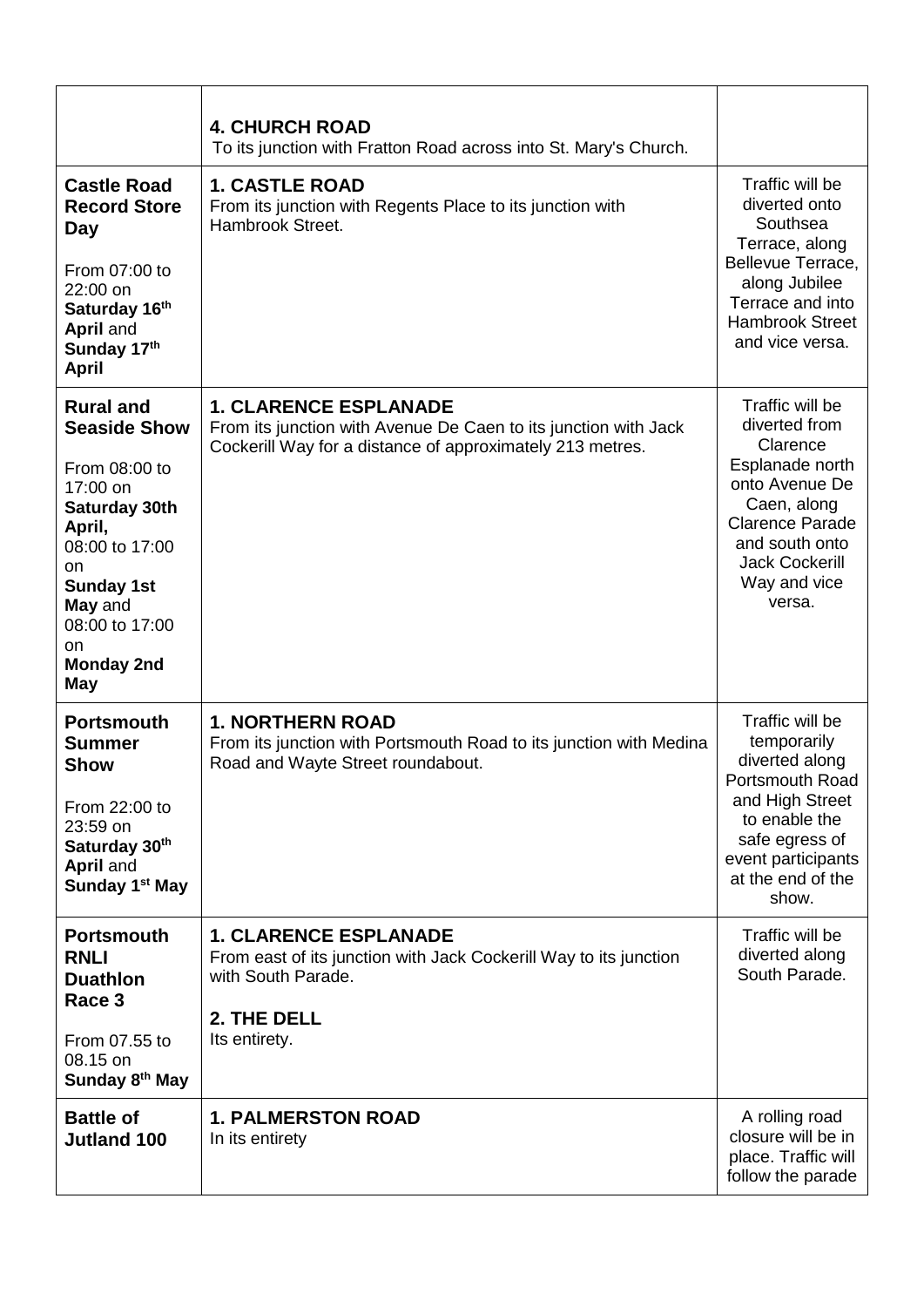| | | |
|---|---|---|
| | **4. CHURCH ROAD**<br>To its junction with Fratton Road across into St. Mary's Church. | |
| **Castle Road Record Store Day**<br><br>From 07:00 to 22:00 on **Saturday 16th April** and **Sunday 17th April** | **1. CASTLE ROAD**<br>From its junction with Regents Place to its junction with Hambrook Street. | Traffic will be diverted onto Southsea Terrace, along Bellevue Terrace, along Jubilee Terrace and into Hambrook Street and vice versa. |
| **Rural and Seaside Show**<br><br>From 08:00 to 17:00 on **Saturday 30th April,** 08:00 to 17:00 on **Sunday 1st May** and 08:00 to 17:00 on **Monday 2nd May** | **1. CLARENCE ESPLANADE**<br>From its junction with Avenue De Caen to its junction with Jack Cockerill Way for a distance of approximately 213 metres. | Traffic will be diverted from Clarence Esplanade north onto Avenue De Caen, along Clarence Parade and south onto Jack Cockerill Way and vice versa. |
| **Portsmouth Summer Show**<br><br>From 22:00 to 23:59 on **Saturday 30th April** and **Sunday 1st May** | **1. NORTHERN ROAD**<br>From its junction with Portsmouth Road to its junction with Medina Road and Wayte Street roundabout. | Traffic will be temporarily diverted along Portsmouth Road and High Street to enable the safe egress of event participants at the end of the show. |
| **Portsmouth RNLI Duathlon Race 3**<br><br>From 07.55 to 08.15 on **Sunday 8th May** | **1. CLARENCE ESPLANADE**<br>From east of its junction with Jack Cockerill Way to its junction with South Parade.<br><br>**2. THE DELL**<br>Its entirety. | Traffic will be diverted along South Parade. |
| **Battle of Jutland 100** | **1. PALMERSTON ROAD**<br>In its entirety | A rolling road closure will be in place. Traffic will follow the parade |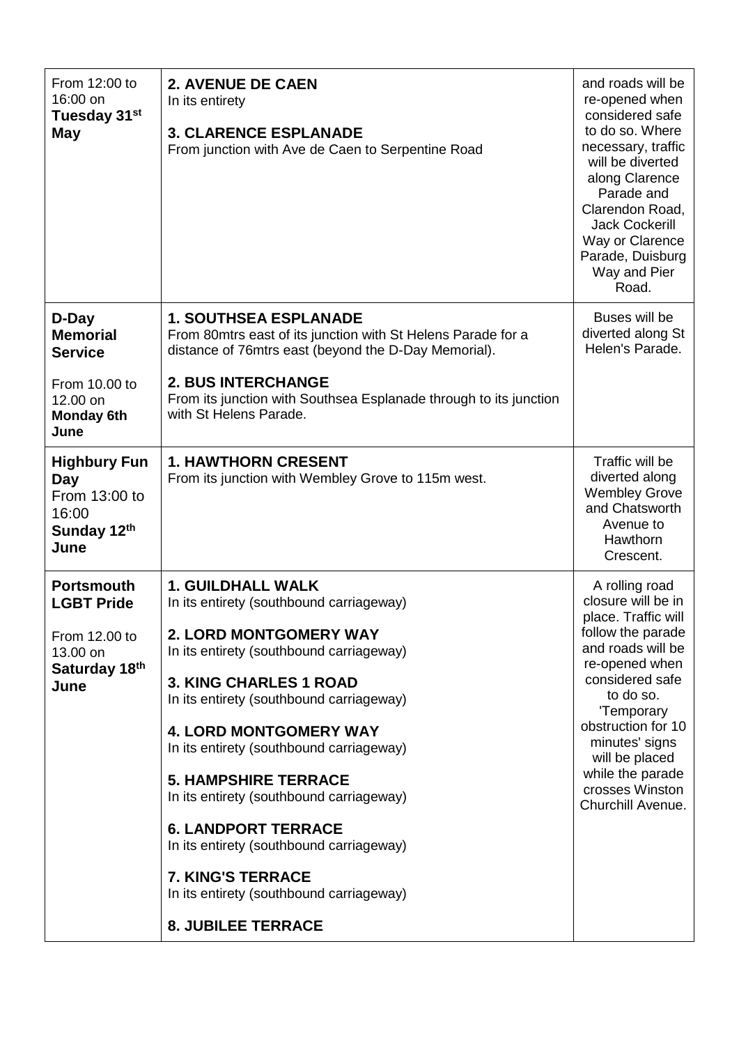| | | |
|---|---|---|
| From 12:00 to 16:00 on **Tuesday 31st May** | **2. AVENUE DE CAEN**<br>In its entirety<br><br>**3. CLARENCE ESPLANADE**<br>From junction with Ave de Caen to Serpentine Road | and roads will be re-opened when considered safe to do so. Where necessary, traffic will be diverted along Clarence Parade and Clarendon Road, Jack Cockerill Way or Clarence Parade, Duisburg Way and Pier Road. |
| **D-Day Memorial Service**<br><br>From 10.00 to 12.00 on **Monday 6th June** | **1. SOUTHSEA ESPLANADE**<br>From 80mtrs east of its junction with St Helens Parade for a distance of 76mtrs east (beyond the D-Day Memorial).<br><br>**2. BUS INTERCHANGE**<br>From its junction with Southsea Esplanade through to its junction with St Helens Parade. | Buses will be diverted along St Helen's Parade. |
| **Highbury Fun Day**<br>From 13:00 to 16:00<br>**Sunday 12th June** | **1. HAWTHORN CRESENT**<br>From its junction with Wembley Grove to 115m west. | Traffic will be diverted along Wembley Grove and Chatsworth Avenue to Hawthorn Crescent. |
| **Portsmouth LGBT Pride**<br><br>From 12.00 to 13.00 on **Saturday 18th June** | **1. GUILDHALL WALK**<br>In its entirety (southbound carriageway)<br><br>**2. LORD MONTGOMERY WAY**<br>In its entirety (southbound carriageway)<br><br>**3. KING CHARLES 1 ROAD**<br>In its entirety (southbound carriageway)<br><br>**4. LORD MONTGOMERY WAY**<br>In its entirety (southbound carriageway)<br><br>**5. HAMPSHIRE TERRACE**<br>In its entirety (southbound carriageway)<br><br>**6. LANDPORT TERRACE**<br>In its entirety (southbound carriageway)<br><br>**7. KING'S TERRACE**<br>In its entirety (southbound carriageway)<br><br>**8. JUBILEE TERRACE** | A rolling road closure will be in place. Traffic will follow the parade and roads will be re-opened when considered safe to do so. 'Temporary obstruction for 10 minutes' signs will be placed while the parade crosses Winston Churchill Avenue. |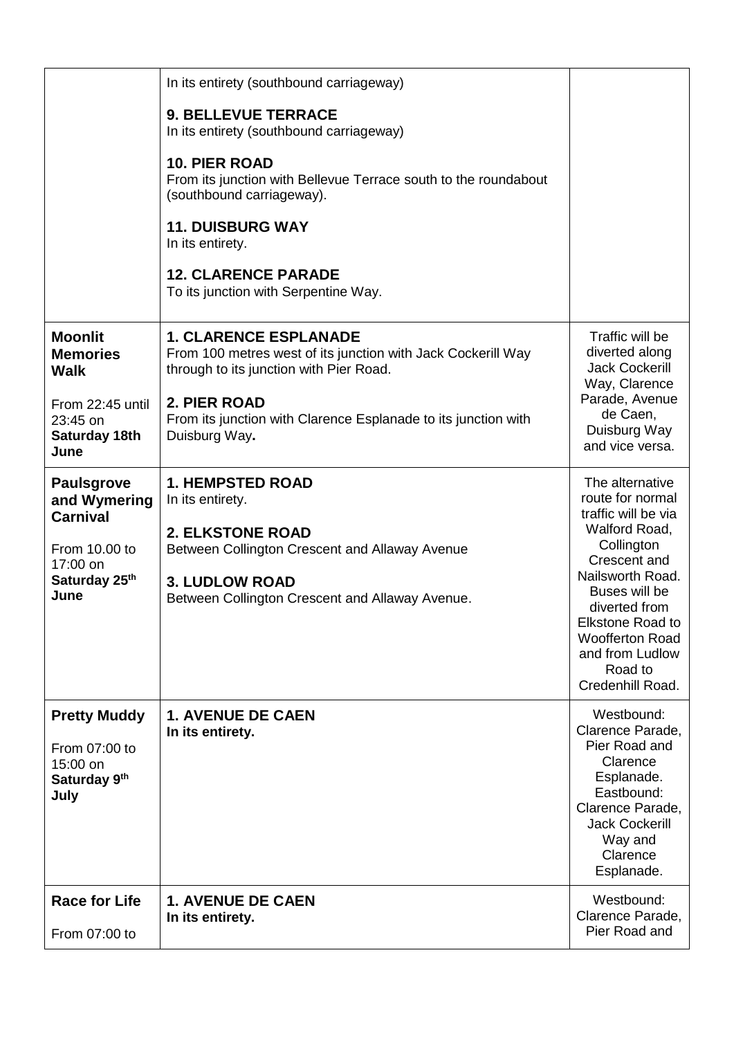| | | |
|---|---|---|
| | In its entirety (southbound carriageway)<br><br>**9. BELLEVUE TERRACE**<br>In its entirety (southbound carriageway)<br><br>**10. PIER ROAD**<br>From its junction with Bellevue Terrace south to the roundabout (southbound carriageway).<br><br>**11. DUISBURG WAY**<br>In its entirety.<br><br>**12. CLARENCE PARADE**<br>To its junction with Serpentine Way. | |
| **Moonlit Memories Walk**<br><br>From 22:45 until 23:45 on **Saturday 18th June** | **1. CLARENCE ESPLANADE**<br>From 100 metres west of its junction with Jack Cockerill Way through to its junction with Pier Road.<br><br>**2. PIER ROAD**<br>From its junction with Clarence Esplanade to its junction with Duisburg Way**.** | Traffic will be diverted along Jack Cockerill Way, Clarence Parade, Avenue de Caen, Duisburg Way and vice versa. |
| **Paulsgrove and Wymering Carnival**<br><br>From 10.00 to 17:00 on **Saturday 25th June** | **1. HEMPSTED ROAD**<br>In its entirety.<br><br>**2. ELKSTONE ROAD**<br>Between Collington Crescent and Allaway Avenue<br><br>**3. LUDLOW ROAD**<br>Between Collington Crescent and Allaway Avenue. | The alternative route for normal traffic will be via Walford Road, Collington Crescent and Nailsworth Road. Buses will be diverted from Elkstone Road to Woofferton Road and from Ludlow Road to Credenhill Road. |
| **Pretty Muddy**<br><br>From 07:00 to 15:00 on **Saturday 9th July** | **1. AVENUE DE CAEN**<br>**In its entirety.** | Westbound: Clarence Parade, Pier Road and Clarence Esplanade.<br>Eastbound: Clarence Parade, Jack Cockerill Way and Clarence Esplanade. |
| **Race for Life**<br><br>From 07:00 to | **1. AVENUE DE CAEN**<br>**In its entirety.** | Westbound: Clarence Parade, Pier Road and |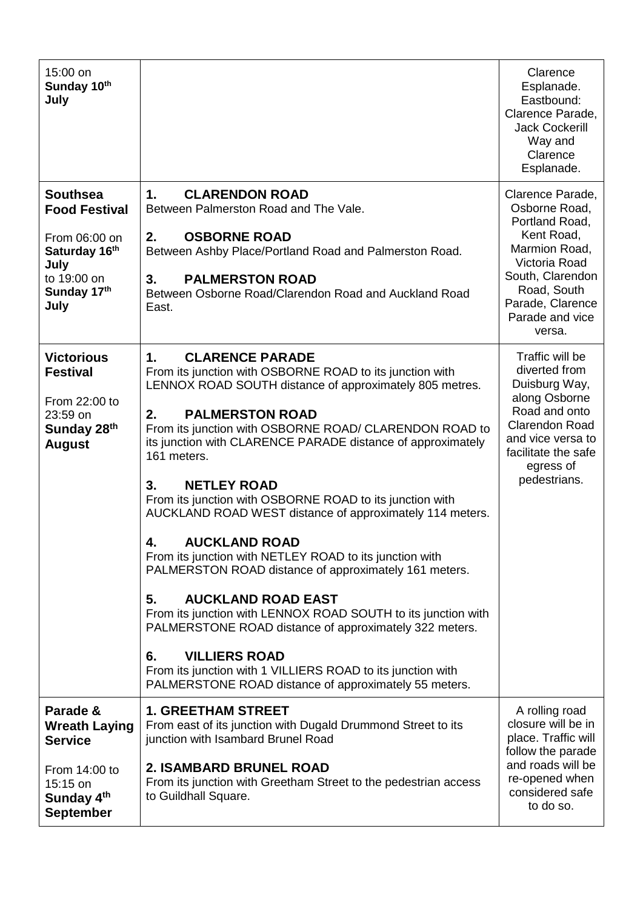| | | |
|---|---|---|
| 15:00 on **Sunday 10th July** | | Clarence Esplanade. Eastbound: Clarence Parade, Jack Cockerill Way and Clarence Esplanade. |
| **Southsea Food Festival**<br><br>From 06:00 on **Saturday 16th July** to 19:00 on **Sunday 17th July** | **1. CLARENDON ROAD**<br>Between Palmerston Road and The Vale.<br><br>**2. OSBORNE ROAD**<br>Between Ashby Place/Portland Road and Palmerston Road.<br><br>**3. PALMERSTON ROAD**<br>Between Osborne Road/Clarendon Road and Auckland Road East. | Clarence Parade, Osborne Road, Portland Road, Kent Road, Marmion Road, Victoria Road South, Clarendon Road, South Parade, Clarence Parade and vice versa. |
| **Victorious Festival**<br><br>From 22:00 to 23:59 on **Sunday 28th August** | **1. CLARENCE PARADE**<br>From its junction with OSBORNE ROAD to its junction with LENNOX ROAD SOUTH distance of approximately 805 metres.<br><br>**2. PALMERSTON ROAD**<br>From its junction with OSBORNE ROAD/ CLARENDON ROAD to its junction with CLARENCE PARADE distance of approximately 161 meters.<br><br>**3. NETLEY ROAD**<br>From its junction with OSBORNE ROAD to its junction with AUCKLAND ROAD WEST distance of approximately 114 meters.<br><br>**4. AUCKLAND ROAD**<br>From its junction with NETLEY ROAD to its junction with PALMERSTON ROAD distance of approximately 161 meters.<br><br>**5. AUCKLAND ROAD EAST**<br>From its junction with LENNOX ROAD SOUTH to its junction with PALMERSTONE ROAD distance of approximately 322 meters.<br><br>**6. VILLIERS ROAD**<br>From its junction with 1 VILLIERS ROAD to its junction with PALMERSTONE ROAD distance of approximately 55 meters. | Traffic will be diverted from Duisburg Way, along Osborne Road and onto Clarendon Road and vice versa to facilitate the safe egress of pedestrians. |
| **Parade & Wreath Laying Service**<br><br>From 14:00 to 15:15 on **Sunday 4th September** | **1. GREETHAM STREET**<br>From east of its junction with Dugald Drummond Street to its junction with Isambard Brunel Road<br><br>**2. ISAMBARD BRUNEL ROAD**<br>From its junction with Greetham Street to the pedestrian access to Guildhall Square. | A rolling road closure will be in place. Traffic will follow the parade and roads will be re-opened when considered safe to do so. |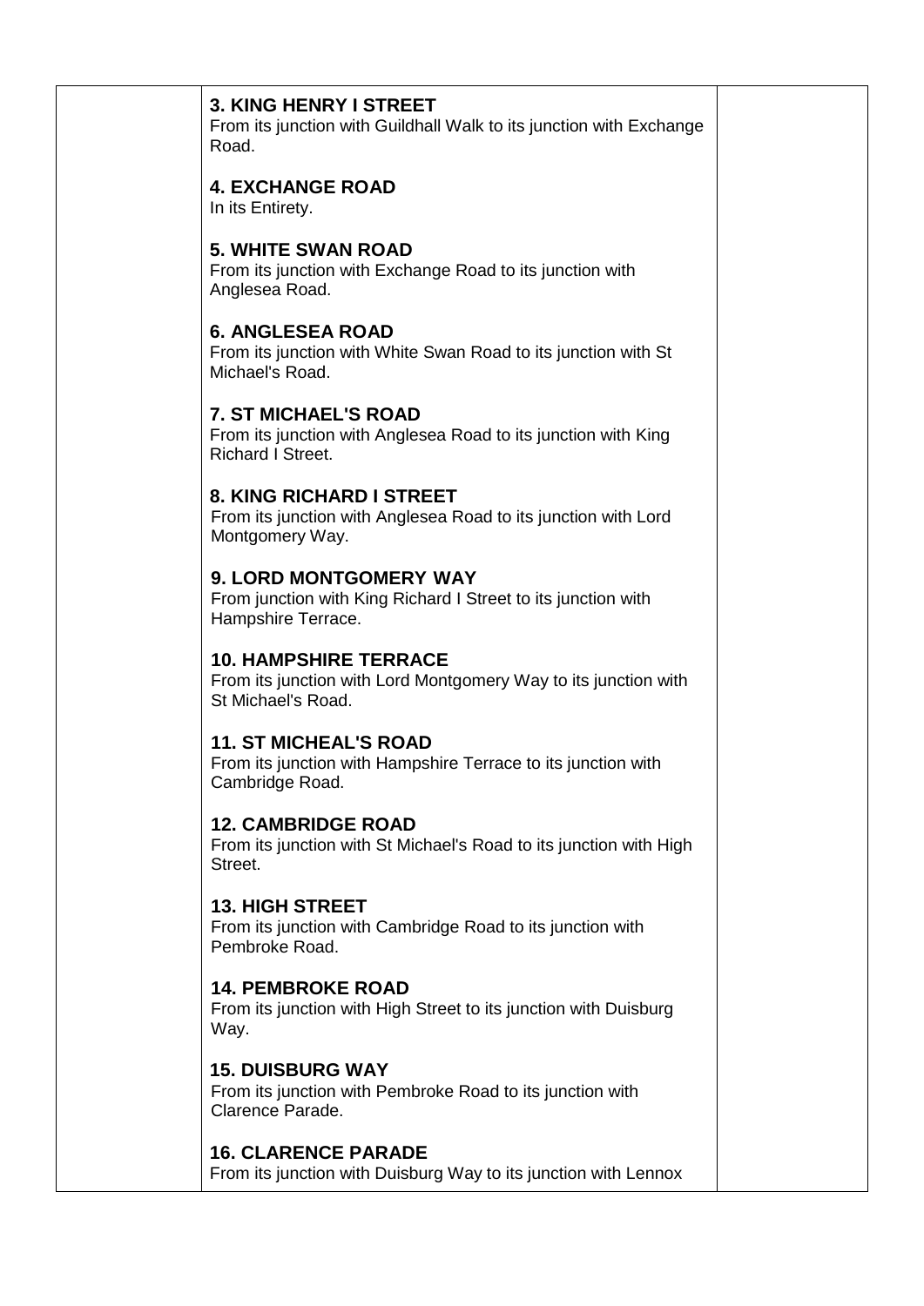| | | |
|---|---|---|
| | **3. KING HENRY I STREET**<br>From its junction with Guildhall Walk to its junction with Exchange Road.<br><br>**4. EXCHANGE ROAD**<br>In its Entirety.<br><br>**5. WHITE SWAN ROAD**<br>From its junction with Exchange Road to its junction with Anglesea Road.<br><br>**6. ANGLESEA ROAD**<br>From its junction with White Swan Road to its junction with St Michael's Road.<br><br>**7. ST MICHAEL'S ROAD**<br>From its junction with Anglesea Road to its junction with King Richard I Street.<br><br>**8. KING RICHARD I STREET**<br>From its junction with Anglesea Road to its junction with Lord Montgomery Way.<br><br>**9. LORD MONTGOMERY WAY**<br>From junction with King Richard I Street to its junction with Hampshire Terrace.<br><br>**10. HAMPSHIRE TERRACE**<br>From its junction with Lord Montgomery Way to its junction with St Michael's Road.<br><br>**11. ST MICHEAL'S ROAD**<br>From its junction with Hampshire Terrace to its junction with Cambridge Road.<br><br>**12. CAMBRIDGE ROAD**<br>From its junction with St Michael's Road to its junction with High Street.<br><br>**13. HIGH STREET**<br>From its junction with Cambridge Road to its junction with Pembroke Road.<br><br>**14. PEMBROKE ROAD**<br>From its junction with High Street to its junction with Duisburg Way.<br><br>**15. DUISBURG WAY**<br>From its junction with Pembroke Road to its junction with Clarence Parade.<br><br>**16. CLARENCE PARADE**<br>From its junction with Duisburg Way to its junction with Lennox | |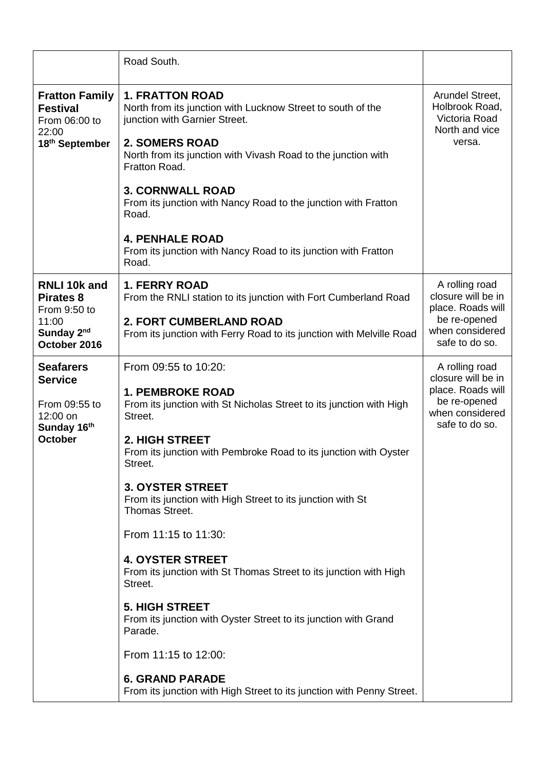| | | |
|---|---|---|
| | Road South. | |
| **Fratton Family Festival** From 06:00 to 22:00 **18th September** | **1. FRATTON ROAD** North from its junction with Lucknow Street to south of the junction with Garnier Street.<br><br>**2. SOMERS ROAD** North from its junction with Vivash Road to the junction with Fratton Road.<br><br>**3. CORNWALL ROAD** From its junction with Nancy Road to the junction with Fratton Road.<br><br>**4. PENHALE ROAD** From its junction with Nancy Road to its junction with Fratton Road. | Arundel Street, Holbrook Road, Victoria Road North and vice versa. |
| **RNLI 10k and Pirates 8** From 9:50 to 11:00 **Sunday 2nd October 2016** | **1. FERRY ROAD** From the RNLI station to its junction with Fort Cumberland Road<br><br>**2. FORT CUMBERLAND ROAD** From its junction with Ferry Road to its junction with Melville Road | A rolling road closure will be in place. Roads will be re-opened when considered safe to do so. |
| **Seafarers Service** From 09:55 to 12:00 on **Sunday 16th October** | From 09:55 to 10:20:<br><br>**1. PEMBROKE ROAD** From its junction with St Nicholas Street to its junction with High Street.<br><br>**2. HIGH STREET** From its junction with Pembroke Road to its junction with Oyster Street.<br><br>**3. OYSTER STREET** From its junction with High Street to its junction with St Thomas Street.<br><br>From 11:15 to 11:30:<br><br>**4. OYSTER STREET** From its junction with St Thomas Street to its junction with High Street.<br><br>**5. HIGH STREET** From its junction with Oyster Street to its junction with Grand Parade.<br><br>From 11:15 to 12:00:<br><br>**6. GRAND PARADE** From its junction with High Street to its junction with Penny Street. | A rolling road closure will be in place. Roads will be re-opened when considered safe to do so. |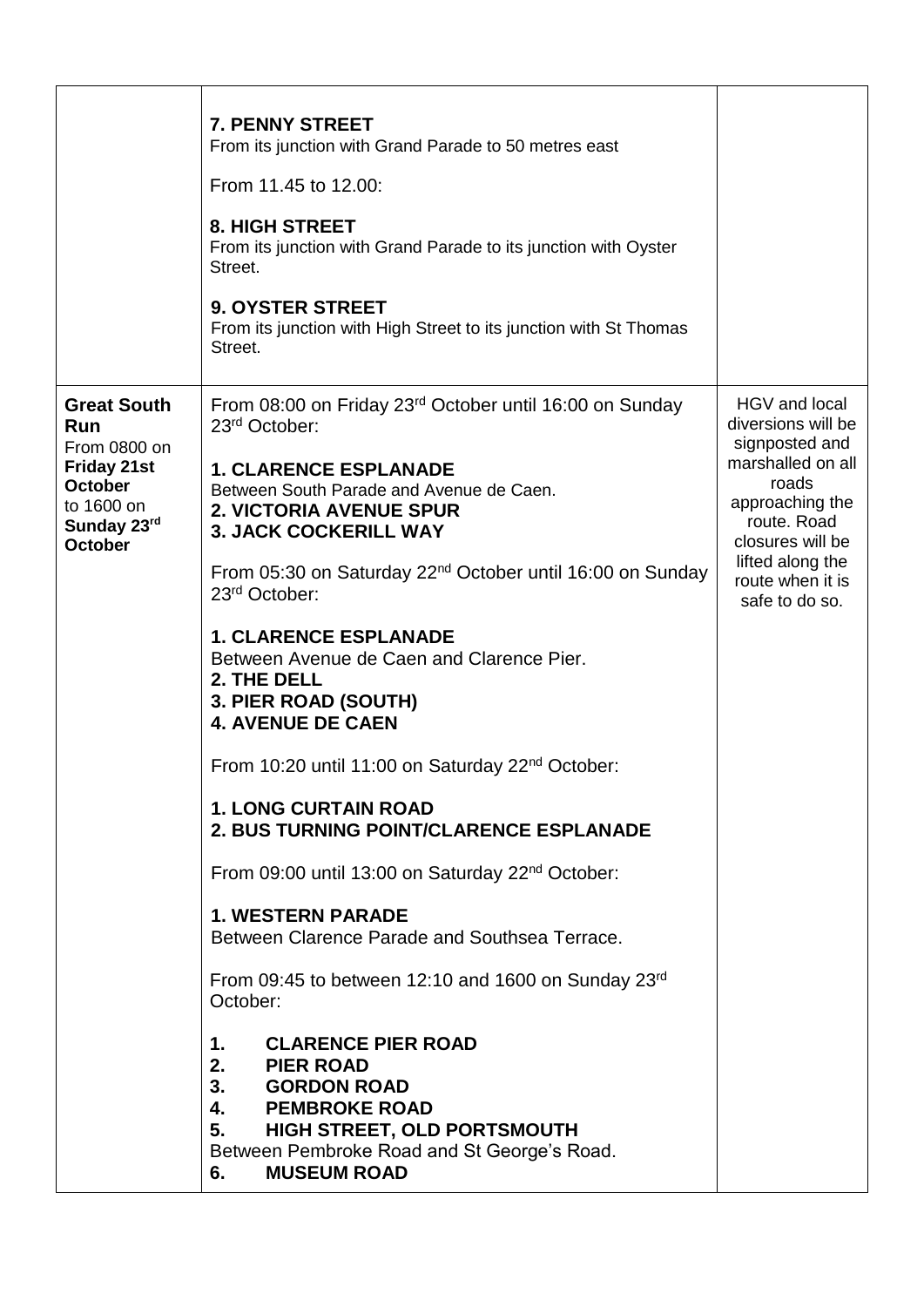| | | |
|---|---|---|
| | **7. PENNY STREET**<br>From its junction with Grand Parade to 50 metres east<br><br>From 11.45 to 12.00:<br><br>**8. HIGH STREET**<br>From its junction with Grand Parade to its junction with Oyster Street.<br><br>**9. OYSTER STREET**<br>From its junction with High Street to its junction with St Thomas Street. | |
| **Great South Run**<br>From 0800 on **Friday 21st October** to 1600 on **Sunday 23rd October** | From 08:00 on Friday 23rd October until 16:00 on Sunday 23rd October:<br><br>**1. CLARENCE ESPLANADE**<br>Between South Parade and Avenue de Caen.<br>**2. VICTORIA AVENUE SPUR**<br>**3. JACK COCKERILL WAY**<br><br>From 05:30 on Saturday 22nd October until 16:00 on Sunday 23rd October:<br><br>**1. CLARENCE ESPLANADE**<br>Between Avenue de Caen and Clarence Pier.<br>**2. THE DELL**<br>**3. PIER ROAD (SOUTH)**<br>**4. AVENUE DE CAEN**<br><br>From 10:20 until 11:00 on Saturday 22nd October:<br><br>**1. LONG CURTAIN ROAD**<br>**2. BUS TURNING POINT/CLARENCE ESPLANADE**<br><br>From 09:00 until 13:00 on Saturday 22nd October:<br><br>**1. WESTERN PARADE**<br>Between Clarence Parade and Southsea Terrace.<br><br>From 09:45 to between 12:10 and 1600 on Sunday 23rd October:<br><br>1. **CLARENCE PIER ROAD**<br>2. **PIER ROAD**<br>3. **GORDON ROAD**<br>4. **PEMBROKE ROAD**<br>5. **HIGH STREET, OLD PORTSMOUTH**<br>Between Pembroke Road and St George's Road.<br>6. **MUSEUM ROAD** | HGV and local diversions will be signposted and marshalled on all roads approaching the route. Road closures will be lifted along the route when it is safe to do so. |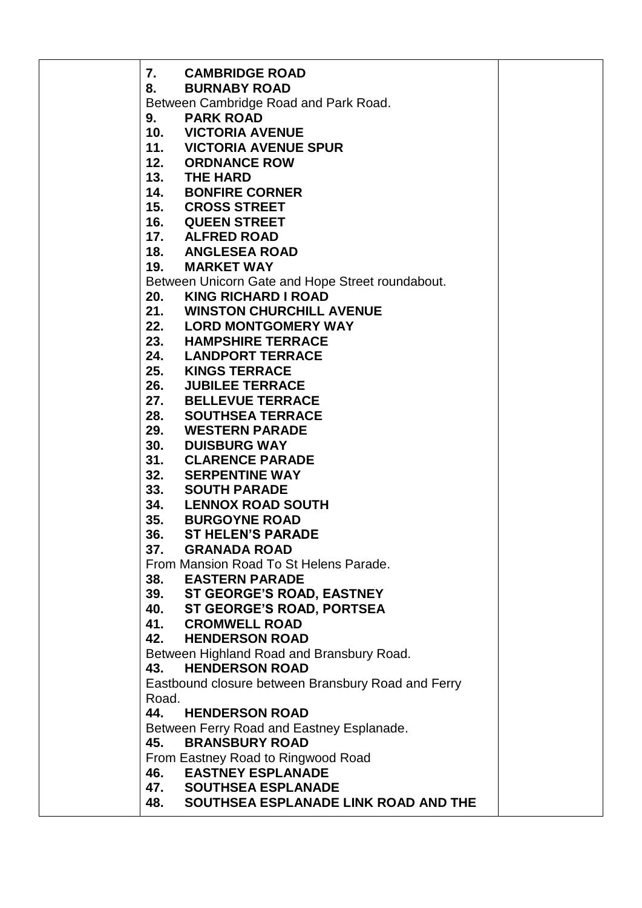| | **7. CAMBRIDGE ROAD**<br>**8. BURNABY ROAD**<br>Between Cambridge Road and Park Road.<br>**9. PARK ROAD**<br>**10. VICTORIA AVENUE**<br>**11. VICTORIA AVENUE SPUR**<br>**12. ORDNANCE ROW**<br>**13. THE HARD**<br>**14. BONFIRE CORNER**<br>**15. CROSS STREET**<br>**16. QUEEN STREET**<br>**17. ALFRED ROAD**<br>**18. ANGLESEA ROAD**<br>**19. MARKET WAY**<br>Between Unicorn Gate and Hope Street roundabout.<br>**20. KING RICHARD I ROAD**<br>**21. WINSTON CHURCHILL AVENUE**<br>**22. LORD MONTGOMERY WAY**<br>**23. HAMPSHIRE TERRACE**<br>**24. LANDPORT TERRACE**<br>**25. KINGS TERRACE**<br>**26. JUBILEE TERRACE**<br>**27. BELLEVUE TERRACE**<br>**28. SOUTHSEA TERRACE**<br>**29. WESTERN PARADE**<br>**30. DUISBURG WAY**<br>**31. CLARENCE PARADE**<br>**32. SERPENTINE WAY**<br>**33. SOUTH PARADE**<br>**34. LENNOX ROAD SOUTH**<br>**35. BURGOYNE ROAD**<br>**36. ST HELEN'S PARADE**<br>**37. GRANADA ROAD**<br>From Mansion Road To St Helens Parade.<br>**38. EASTERN PARADE**<br>**39. ST GEORGE'S ROAD, EASTNEY**<br>**40. ST GEORGE'S ROAD, PORTSEA**<br>**41. CROMWELL ROAD**<br>**42. HENDERSON ROAD**<br>Between Highland Road and Bransbury Road.<br>**43. HENDERSON ROAD**<br>Eastbound closure between Bransbury Road and Ferry Road.<br>**44. HENDERSON ROAD**<br>Between Ferry Road and Eastney Esplanade.<br>**45. BRANSBURY ROAD**<br>From Eastney Road to Ringwood Road<br>**46. EASTNEY ESPLANADE**<br>**47. SOUTHSEA ESPLANADE**<br>**48. SOUTHSEA ESPLANADE LINK ROAD AND THE** | |
|---|---|---|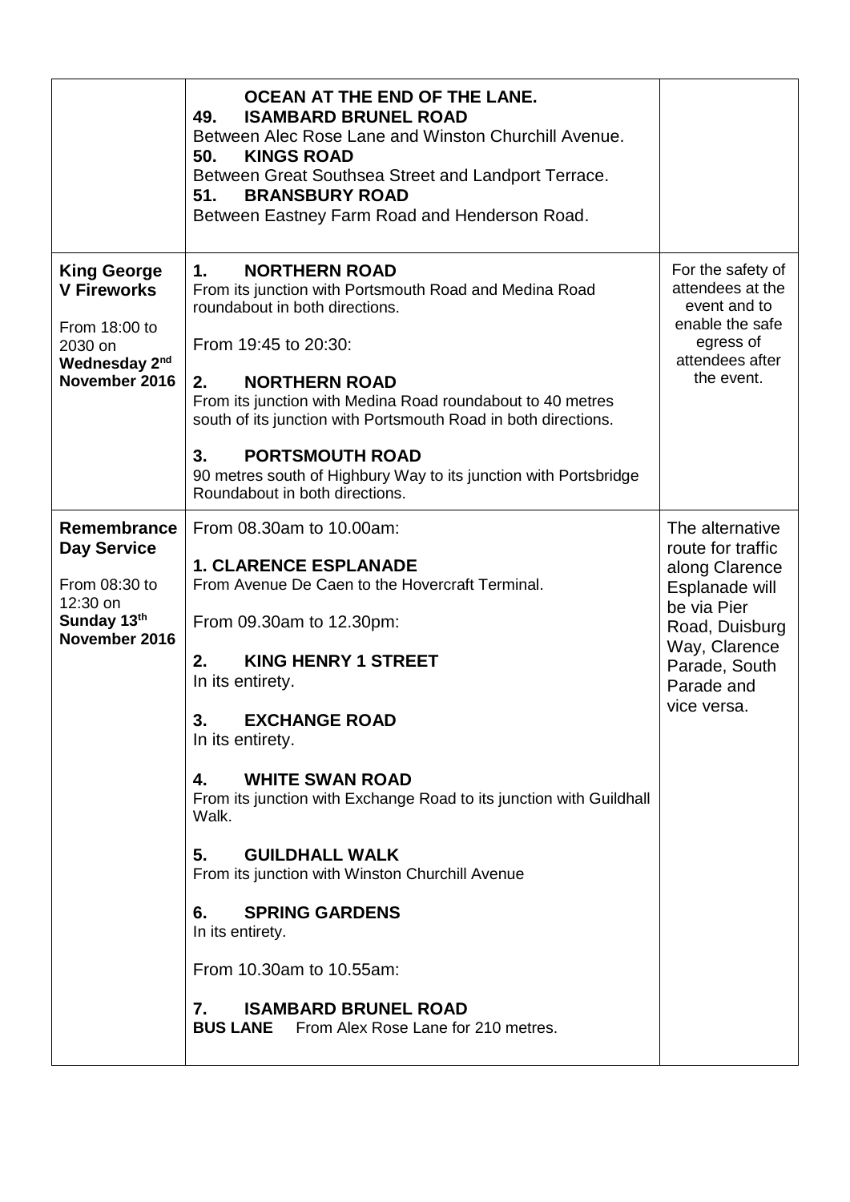| | | |
|---|---|---|
| | **OCEAN AT THE END OF THE LANE.**<br>**49. ISAMBARD BRUNEL ROAD**<br>Between Alec Rose Lane and Winston Churchill Avenue.<br>**50. KINGS ROAD**<br>Between Great Southsea Street and Landport Terrace.<br>**51. BRANSBURY ROAD**<br>Between Eastney Farm Road and Henderson Road. | |
| **King George V Fireworks**<br><br>From 18:00 to 2030 on **Wednesday 2nd November 2016** | **1. NORTHERN ROAD**<br>From its junction with Portsmouth Road and Medina Road roundabout in both directions.<br><br>From 19:45 to 20:30:<br><br>**2. NORTHERN ROAD**<br>From its junction with Medina Road roundabout to 40 metres south of its junction with Portsmouth Road in both directions.<br><br>**3. PORTSMOUTH ROAD**<br>90 metres south of Highbury Way to its junction with Portsbridge Roundabout in both directions. | For the safety of attendees at the event and to enable the safe egress of attendees after the event. |
| **Remembrance Day Service**<br><br>From 08:30 to 12:30 on **Sunday 13th November 2016** | From 08.30am to 10.00am:<br><br>**1. CLARENCE ESPLANADE**<br>From Avenue De Caen to the Hovercraft Terminal.<br><br>From 09.30am to 12.30pm:<br><br>**2. KING HENRY 1 STREET**<br>In its entirety.<br><br>**3. EXCHANGE ROAD**<br>In its entirety.<br><br>**4. WHITE SWAN ROAD**<br>From its junction with Exchange Road to its junction with Guildhall Walk.<br><br>**5. GUILDHALL WALK**<br>From its junction with Winston Churchill Avenue<br><br>**6. SPRING GARDENS**<br>In its entirety.<br><br>From 10.30am to 10.55am:<br><br>**7. ISAMBARD BRUNEL ROAD**<br>**BUS LANE** From Alex Rose Lane for 210 metres. | The alternative route for traffic along Clarence Esplanade will be via Pier Road, Duisburg Way, Clarence Parade, South Parade and vice versa. |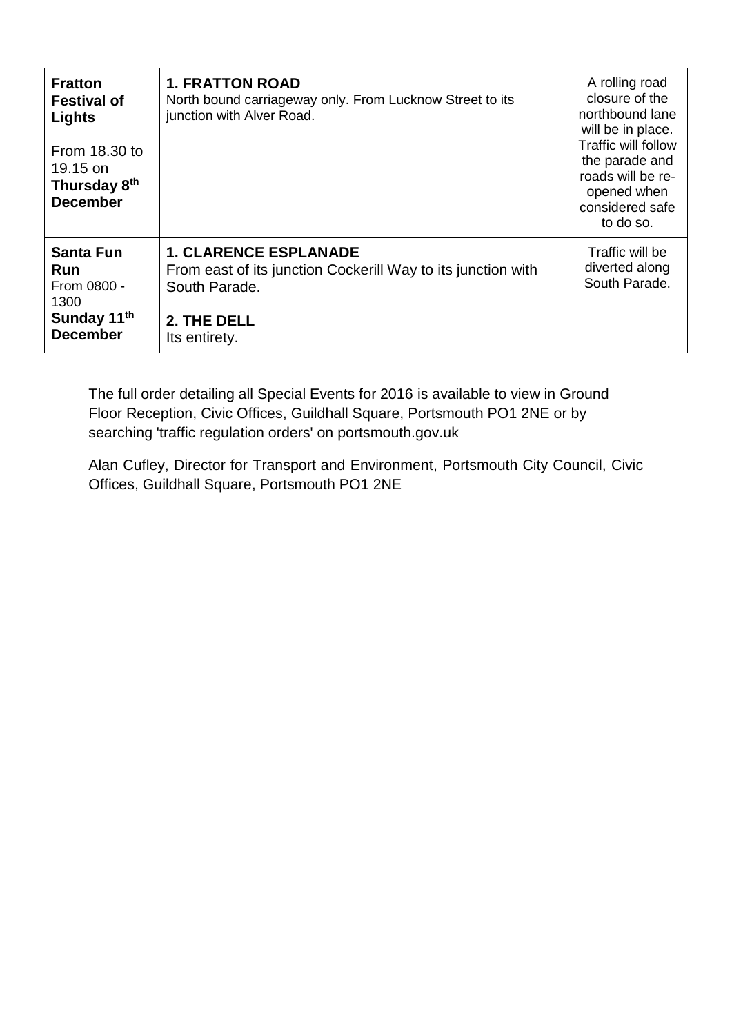| | | |
|---|---|---|
| **Fratton Festival of Lights**<br><br>From 18.30 to 19.15 on **Thursday 8th December** | **1. FRATTON ROAD**<br>North bound carriageway only. From Lucknow Street to its junction with Alver Road. | A rolling road closure of the northbound lane will be in place. Traffic will follow the parade and roads will be re-opened when considered safe to do so. |
| **Santa Fun Run**<br>From 0800 - 1300<br>**Sunday 11th December** | **1. CLARENCE ESPLANADE**<br>From east of its junction Cockerill Way to its junction with South Parade.<br><br>**2. THE DELL**<br>Its entirety. | Traffic will be diverted along South Parade. |

The full order detailing all Special Events for 2016 is available to view in Ground Floor Reception, Civic Offices, Guildhall Square, Portsmouth PO1 2NE or by searching 'traffic regulation orders' on portsmouth.gov.uk

Alan Cufley, Director for Transport and Environment, Portsmouth City Council, Civic Offices, Guildhall Square, Portsmouth PO1 2NE